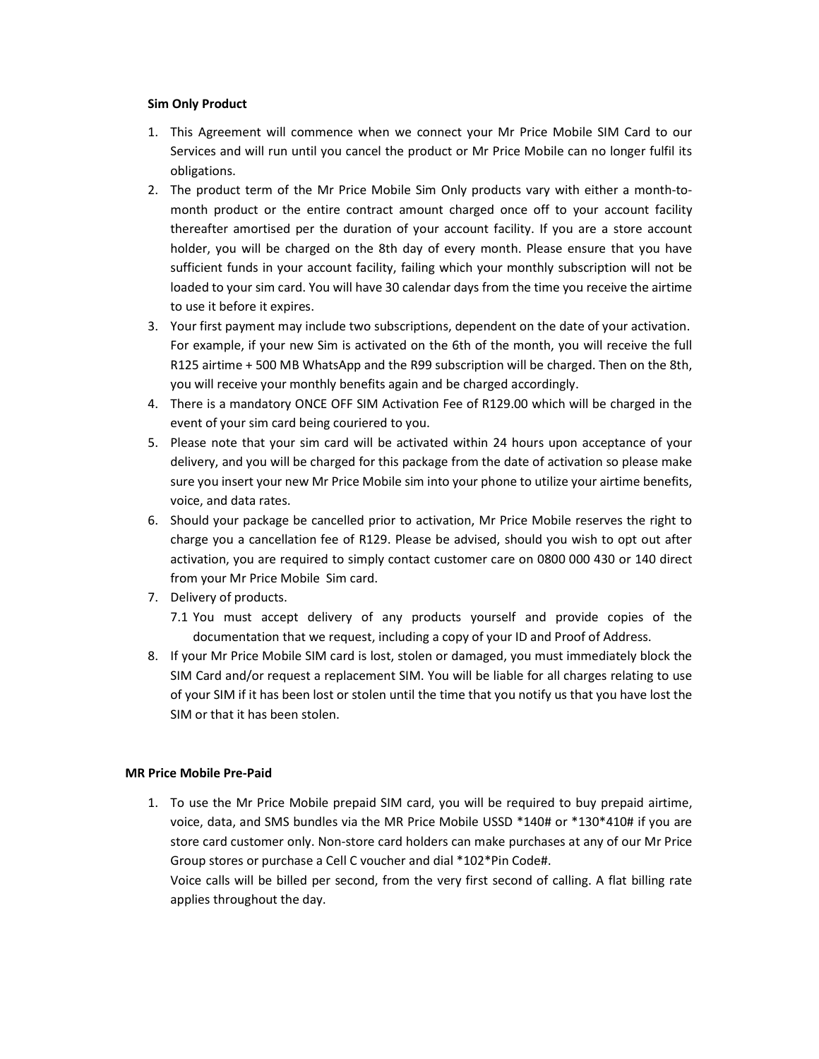**Sim Only Product**

1. This Agreement will commence when we connect your Mr Price Mobile SIM Card to our Services and will run until you cancel the product or Mr Price Mobile can no longer fulfil its obligations.
2. The product term of the Mr Price Mobile Sim Only products vary with either a month-to-month product or the entire contract amount charged once off to your account facility thereafter amortised per the duration of your account facility. If you are a store account holder, you will be charged on the 8th day of every month. Please ensure that you have sufficient funds in your account facility, failing which your monthly subscription will not be loaded to your sim card. You will have 30 calendar days from the time you receive the airtime to use it before it expires.
3. Your first payment may include two subscriptions, dependent on the date of your activation. For example, if your new Sim is activated on the 6th of the month, you will receive the full R125 airtime + 500 MB WhatsApp and the R99 subscription will be charged. Then on the 8th, you will receive your monthly benefits again and be charged accordingly.
4. There is a mandatory ONCE OFF SIM Activation Fee of R129.00 which will be charged in the event of your sim card being couriered to you.
5. Please note that your sim card will be activated within 24 hours upon acceptance of your delivery, and you will be charged for this package from the date of activation so please make sure you insert your new Mr Price Mobile sim into your phone to utilize your airtime benefits, voice, and data rates.
6. Should your package be cancelled prior to activation, Mr Price Mobile reserves the right to charge you a cancellation fee of R129. Please be advised, should you wish to opt out after activation, you are required to simply contact customer care on 0800 000 430 or 140 direct from your Mr Price Mobile Sim card.
7. Delivery of products.
   7.1 You must accept delivery of any products yourself and provide copies of the documentation that we request, including a copy of your ID and Proof of Address.
8. If your Mr Price Mobile SIM card is lost, stolen or damaged, you must immediately block the SIM Card and/or request a replacement SIM. You will be liable for all charges relating to use of your SIM if it has been lost or stolen until the time that you notify us that you have lost the SIM or that it has been stolen.

**MR Price Mobile Pre-Paid**

1. To use the Mr Price Mobile prepaid SIM card, you will be required to buy prepaid airtime, voice, data, and SMS bundles via the MR Price Mobile USSD *140# or *130*410# if you are store card customer only. Non-store card holders can make purchases at any of our Mr Price Group stores or purchase a Cell C voucher and dial *102*Pin Code#.

   Voice calls will be billed per second, from the very first second of calling. A flat billing rate applies throughout the day.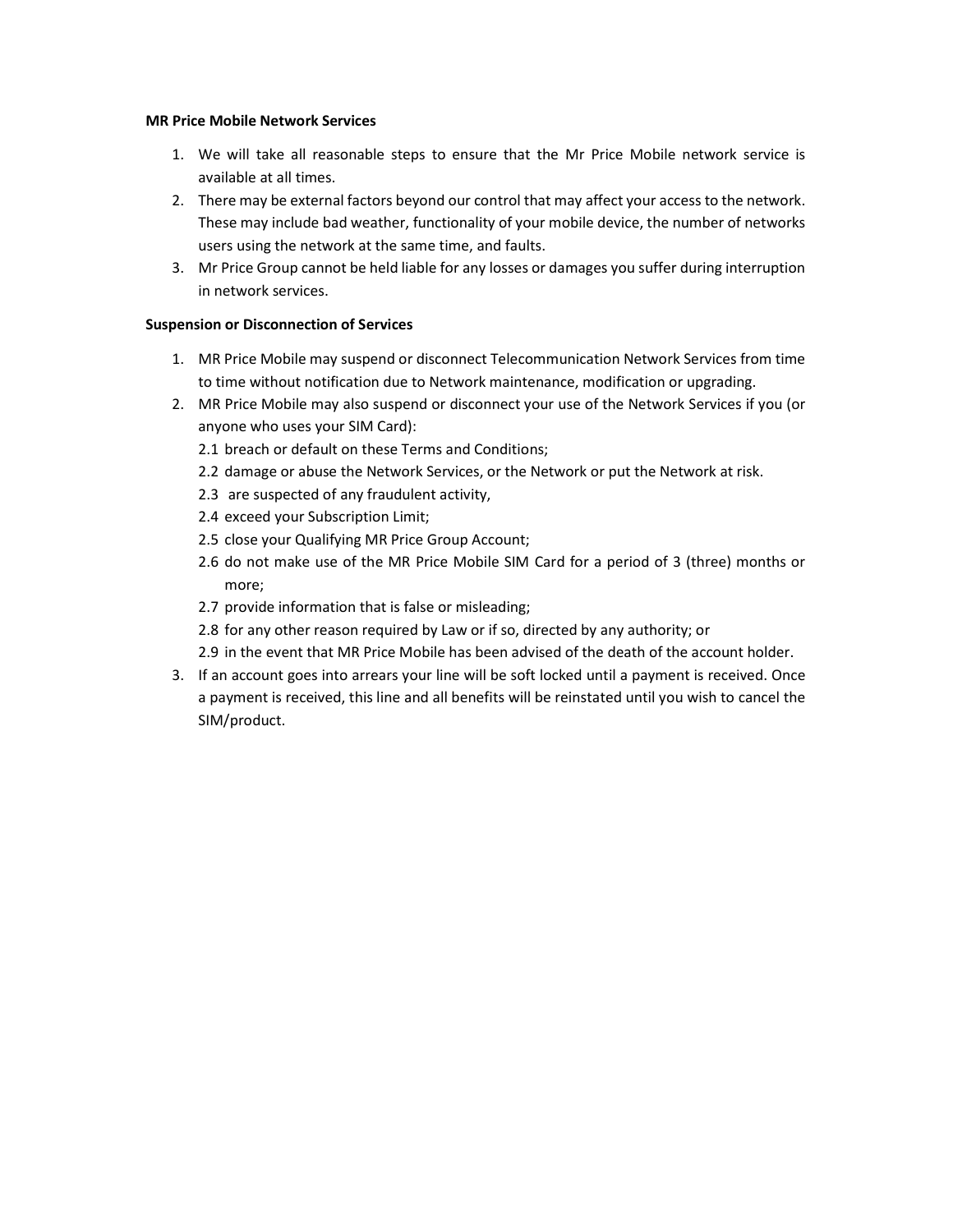**MR Price Mobile Network Services**

1. We will take all reasonable steps to ensure that the Mr Price Mobile network service is available at all times.
2. There may be external factors beyond our control that may affect your access to the network. These may include bad weather, functionality of your mobile device, the number of networks users using the network at the same time, and faults.
3. Mr Price Group cannot be held liable for any losses or damages you suffer during interruption in network services.

**Suspension or Disconnection of Services**

1. MR Price Mobile may suspend or disconnect Telecommunication Network Services from time to time without notification due to Network maintenance, modification or upgrading.
2. MR Price Mobile may also suspend or disconnect your use of the Network Services if you (or anyone who uses your SIM Card):
   2.1 breach or default on these Terms and Conditions;
   2.2 damage or abuse the Network Services, or the Network or put the Network at risk.
   2.3 are suspected of any fraudulent activity,
   2.4 exceed your Subscription Limit;
   2.5 close your Qualifying MR Price Group Account;
   2.6 do not make use of the MR Price Mobile SIM Card for a period of 3 (three) months or more;
   2.7 provide information that is false or misleading;
   2.8 for any other reason required by Law or if so, directed by any authority; or
   2.9 in the event that MR Price Mobile has been advised of the death of the account holder.
3. If an account goes into arrears your line will be soft locked until a payment is received. Once a payment is received, this line and all benefits will be reinstated until you wish to cancel the SIM/product.